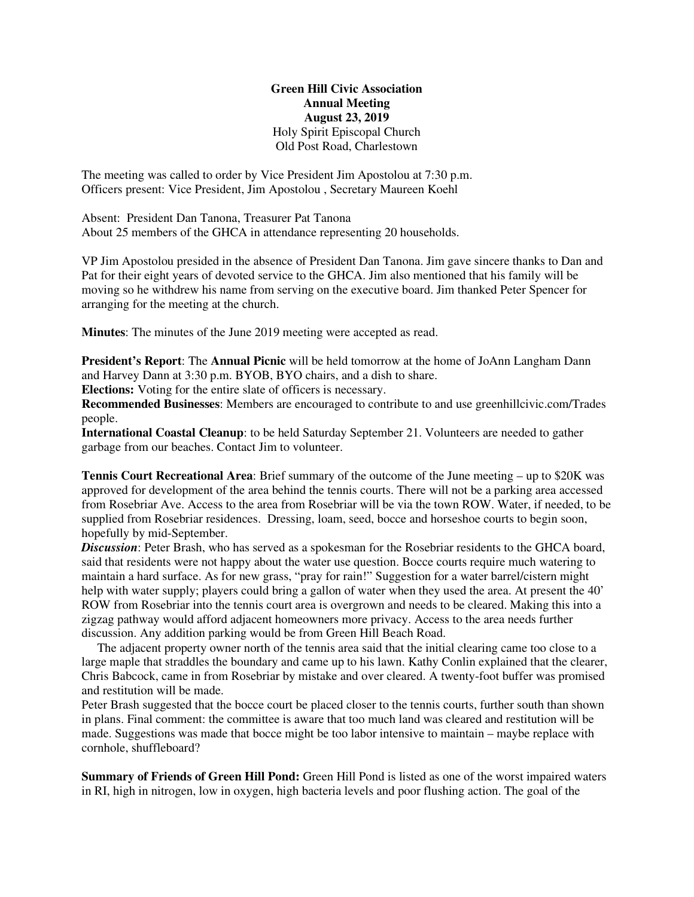**Green Hill Civic Association**
**Annual Meeting**
**August 23, 2019**
Holy Spirit Episcopal Church
Old Post Road, Charlestown

The meeting was called to order by Vice President Jim Apostolou at 7:30 p.m.
Officers present: Vice President, Jim Apostolou , Secretary Maureen Koehl

Absent: President Dan Tanona, Treasurer Pat Tanona
About 25 members of the GHCA in attendance representing 20 households.

VP Jim Apostolou presided in the absence of President Dan Tanona. Jim gave sincere thanks to Dan and Pat for their eight years of devoted service to the GHCA. Jim also mentioned that his family will be moving so he withdrew his name from serving on the executive board. Jim thanked Peter Spencer for arranging for the meeting at the church.

**Minutes**: The minutes of the June 2019 meeting were accepted as read.

**President's Report**: The **Annual Picnic** will be held tomorrow at the home of JoAnn Langham Dann and Harvey Dann at 3:30 p.m. BYOB, BYO chairs, and a dish to share.
**Elections:** Voting for the entire slate of officers is necessary.
**Recommended Businesses**: Members are encouraged to contribute to and use greenhillcivic.com/Trades people.
**International Coastal Cleanup**: to be held Saturday September 21. Volunteers are needed to gather garbage from our beaches. Contact Jim to volunteer.

**Tennis Court Recreational Area**: Brief summary of the outcome of the June meeting – up to $20K was approved for development of the area behind the tennis courts. There will not be a parking area accessed from Rosebriar Ave. Access to the area from Rosebriar will be via the town ROW. Water, if needed, to be supplied from Rosebriar residences. Dressing, loam, seed, bocce and horseshoe courts to begin soon, hopefully by mid-September.
***Discussion***: Peter Brash, who has served as a spokesman for the Rosebriar residents to the GHCA board, said that residents were not happy about the water use question. Bocce courts require much watering to maintain a hard surface. As for new grass, "pray for rain!" Suggestion for a water barrel/cistern might help with water supply; players could bring a gallon of water when they used the area. At present the 40' ROW from Rosebriar into the tennis court area is overgrown and needs to be cleared. Making this into a zigzag pathway would afford adjacent homeowners more privacy. Access to the area needs further discussion. Any addition parking would be from Green Hill Beach Road.

The adjacent property owner north of the tennis area said that the initial clearing came too close to a large maple that straddles the boundary and came up to his lawn. Kathy Conlin explained that the clearer, Chris Babcock, came in from Rosebriar by mistake and over cleared. A twenty-foot buffer was promised and restitution will be made.
Peter Brash suggested that the bocce court be placed closer to the tennis courts, further south than shown in plans. Final comment: the committee is aware that too much land was cleared and restitution will be made. Suggestions was made that bocce might be too labor intensive to maintain – maybe replace with cornhole, shuffleboard?

**Summary of Friends of Green Hill Pond:** Green Hill Pond is listed as one of the worst impaired waters in RI, high in nitrogen, low in oxygen, high bacteria levels and poor flushing action. The goal of the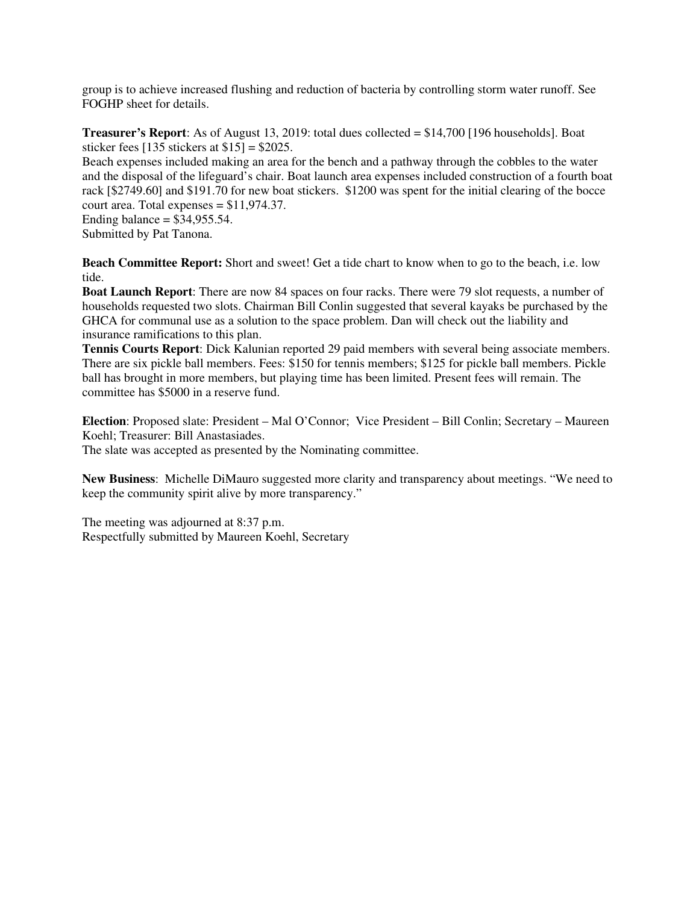group is to achieve increased flushing and reduction of bacteria by controlling storm water runoff. See FOGHP sheet for details.

**Treasurer's Report**: As of August 13, 2019: total dues collected = $14,700 [196 households]. Boat sticker fees [135 stickers at $15] = $2025.
Beach expenses included making an area for the bench and a pathway through the cobbles to the water and the disposal of the lifeguard's chair. Boat launch area expenses included construction of a fourth boat rack [$2749.60] and $191.70 for new boat stickers. $1200 was spent for the initial clearing of the bocce court area. Total expenses = $11,974.37.
Ending balance = $34,955.54.
Submitted by Pat Tanona.

**Beach Committee Report:** Short and sweet! Get a tide chart to know when to go to the beach, i.e. low tide.
**Boat Launch Report**: There are now 84 spaces on four racks. There were 79 slot requests, a number of households requested two slots. Chairman Bill Conlin suggested that several kayaks be purchased by the GHCA for communal use as a solution to the space problem. Dan will check out the liability and insurance ramifications to this plan.
**Tennis Courts Report**: Dick Kalunian reported 29 paid members with several being associate members. There are six pickle ball members. Fees: $150 for tennis members; $125 for pickle ball members. Pickle ball has brought in more members, but playing time has been limited. Present fees will remain. The committee has $5000 in a reserve fund.

**Election**: Proposed slate: President – Mal O'Connor; Vice President – Bill Conlin; Secretary – Maureen Koehl; Treasurer: Bill Anastasiades.
The slate was accepted as presented by the Nominating committee.

**New Business**: Michelle DiMauro suggested more clarity and transparency about meetings. "We need to keep the community spirit alive by more transparency."

The meeting was adjourned at 8:37 p.m.
Respectfully submitted by Maureen Koehl, Secretary